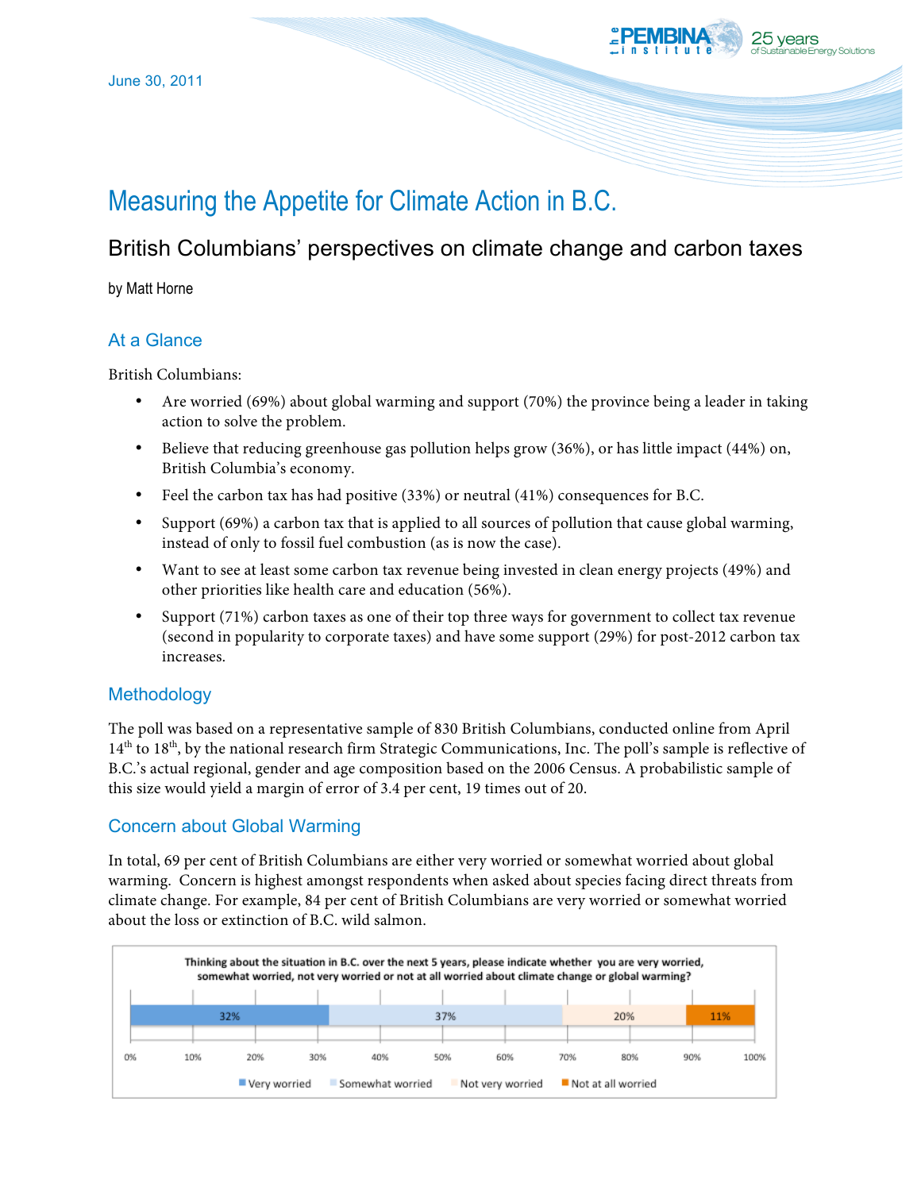June 30, 2011

# Measuring the Appetite for Climate Action in B.C.

## British Columbians' perspectives on climate change and carbon taxes

by Matt Horne

## At a Glance

British Columbians:

- Are worried (69%) about global warming and support (70%) the province being a leader in taking action to solve the problem.
- Believe that reducing greenhouse gas pollution helps grow (36%), or has little impact (44%) on, British Columbia's economy.
- Feel the carbon tax has had positive (33%) or neutral (41%) consequences for B.C.
- Support (69%) a carbon tax that is applied to all sources of pollution that cause global warming, instead of only to fossil fuel combustion (as is now the case).
- Want to see at least some carbon tax revenue being invested in clean energy projects (49%) and other priorities like health care and education (56%).
- Support (71%) carbon taxes as one of their top three ways for government to collect tax revenue (second in popularity to corporate taxes) and have some support (29%) for post-2012 carbon tax increases.

## Methodology

The poll was based on a representative sample of 830 British Columbians, conducted online from April 14th to 18th, by the national research firm Strategic Communications, Inc. The poll's sample is reflective of B.C.'s actual regional, gender and age composition based on the 2006 Census. A probabilistic sample of this size would yield a margin of error of 3.4 per cent, 19 times out of 20.

## Concern about Global Warming

In total, 69 per cent of British Columbians are either very worried or somewhat worried about global warming. Concern is highest amongst respondents when asked about species facing direct threats from climate change. For example, 84 per cent of British Columbians are very worried or somewhat worried about the loss or extinction of B.C. wild salmon.

**Thinking about the situation in B.C. over the next 5 years, please indicate whether you are very worried, somewhat worried, not very worried or not at all worried about climate change or global warming?**

| Very worried | Somewhat worried | Not very worried | Not at all worried |
|---|---|---|---|
| 32% | 37% | 20% | 11% |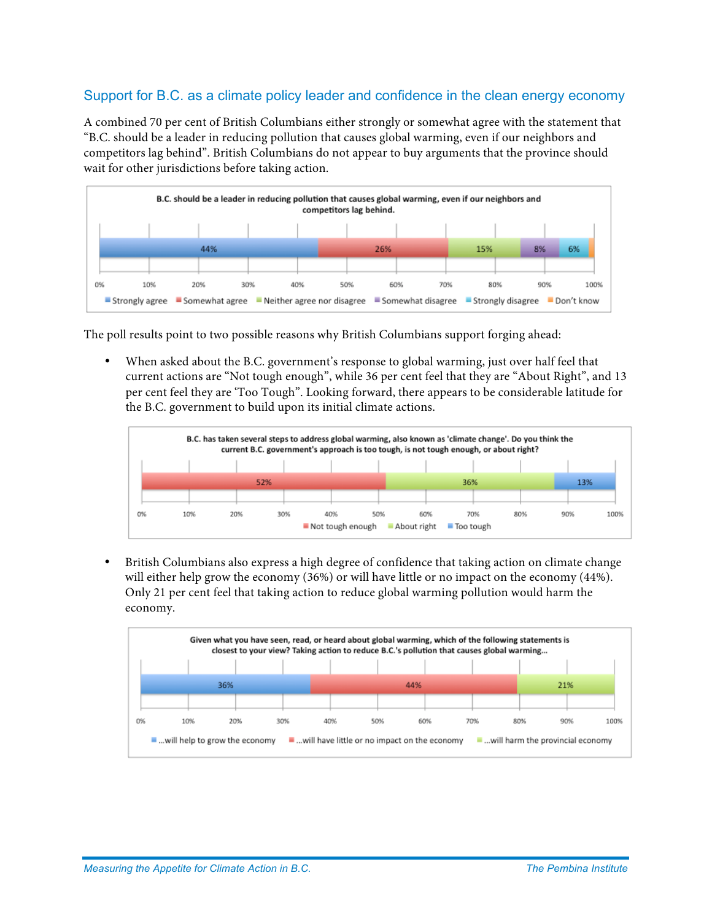## Support for B.C. as a climate policy leader and confidence in the clean energy economy

A combined 70 per cent of British Columbians either strongly or somewhat agree with the statement that "B.C. should be a leader in reducing pollution that causes global warming, even if our neighbors and competitors lag behind". British Columbians do not appear to buy arguments that the province should wait for other jurisdictions before taking action.

**B.C. should be a leader in reducing pollution that causes global warming, even if our neighbors and competitors lag behind.**

| Strongly agree | Somewhat agree | Neither agree nor disagree | Somewhat disagree | Strongly disagree | Don't know |
|---|---|---|---|---|---|
| 44% | 26% | 15% | 8% | 6% | |

The poll results point to two possible reasons why British Columbians support forging ahead:

- When asked about the B.C. government's response to global warming, just over half feel that current actions are "Not tough enough", while 36 per cent feel that they are "About Right", and 13 per cent feel they are 'Too Tough". Looking forward, there appears to be considerable latitude for the B.C. government to build upon its initial climate actions.

**B.C. has taken several steps to address global warming, also known as 'climate change'. Do you think the current B.C. government's approach is too tough, is not tough enough, or about right?**

| Not tough enough | About right | Too tough |
|---|---|---|
| 52% | 36% | 13% |

- British Columbians also express a high degree of confidence that taking action on climate change will either help grow the economy (36%) or will have little or no impact on the economy (44%). Only 21 per cent feel that taking action to reduce global warming pollution would harm the economy.

**Given what you have seen, read, or heard about global warming, which of the following statements is closest to your view? Taking action to reduce B.C.'s pollution that causes global warming…**

| …will help to grow the economy | …will have little or no impact on the economy | …will harm the provincial economy |
|---|---|---|
| 36% | 44% | 21% |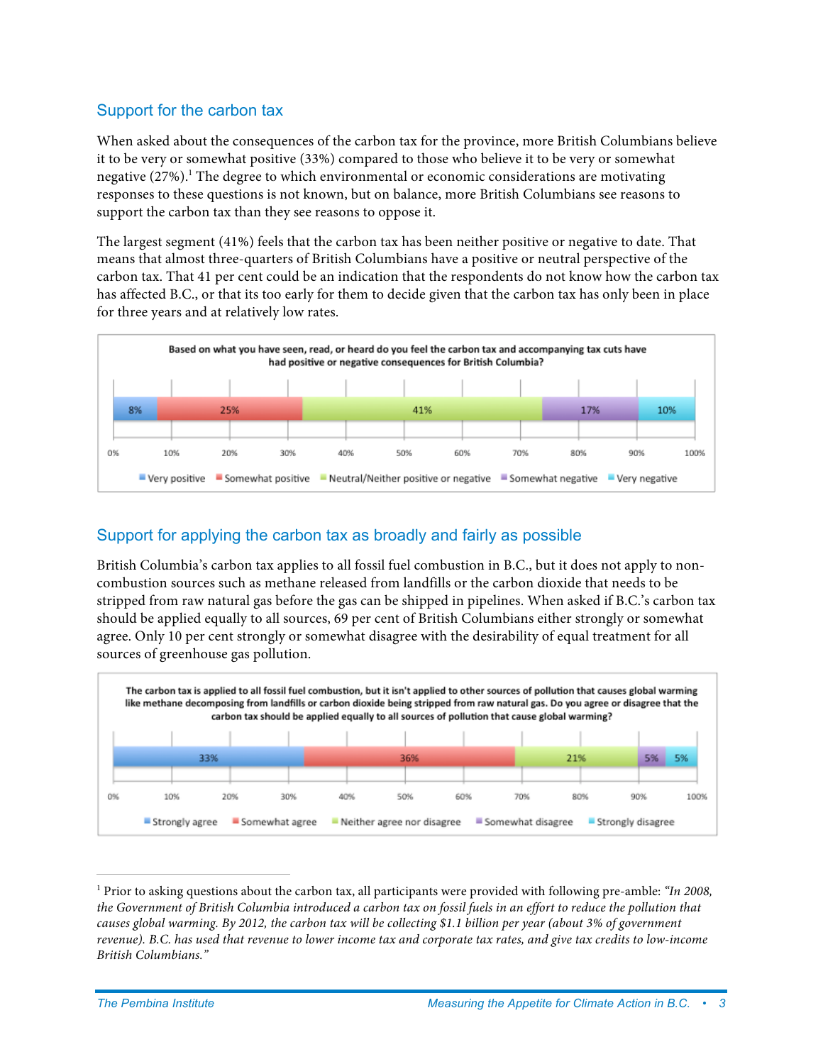## Support for the carbon tax

When asked about the consequences of the carbon tax for the province, more British Columbians believe it to be very or somewhat positive (33%) compared to those who believe it to be very or somewhat negative (27%).[1] The degree to which environmental or economic considerations are motivating responses to these questions is not known, but on balance, more British Columbians see reasons to support the carbon tax than they see reasons to oppose it.

The largest segment (41%) feels that the carbon tax has been neither positive or negative to date. That means that almost three-quarters of British Columbians have a positive or neutral perspective of the carbon tax. That 41 per cent could be an indication that the respondents do not know how the carbon tax has affected B.C., or that its too early for them to decide given that the carbon tax has only been in place for three years and at relatively low rates.

**Based on what you have seen, read, or heard do you feel the carbon tax and accompanying tax cuts have had positive or negative consequences for British Columbia?**

| Very positive | Somewhat positive | Neutral/Neither positive or negative | Somewhat negative | Very negative |
|---|---|---|---|---|
| 8% | 25% | 41% | 17% | 10% |

## Support for applying the carbon tax as broadly and fairly as possible

British Columbia's carbon tax applies to all fossil fuel combustion in B.C., but it does not apply to non-combustion sources such as methane released from landfills or the carbon dioxide that needs to be stripped from raw natural gas before the gas can be shipped in pipelines. When asked if B.C.'s carbon tax should be applied equally to all sources, 69 per cent of British Columbians either strongly or somewhat agree. Only 10 per cent strongly or somewhat disagree with the desirability of equal treatment for all sources of greenhouse gas pollution.

**The carbon tax is applied to all fossil fuel combustion, but it isn't applied to other sources of pollution that causes global warming like methane decomposing from landfills or carbon dioxide being stripped from raw natural gas. Do you agree or disagree that the carbon tax should be applied equally to all sources of pollution that cause global warming?**

| Strongly agree | Somewhat agree | Neither agree nor disagree | Somewhat disagree | Strongly disagree |
|---|---|---|---|---|
| 33% | 36% | 21% | 5% | 5% |

---

[1] Prior to asking questions about the carbon tax, all participants were provided with following pre-amble: *"In 2008, the Government of British Columbia introduced a carbon tax on fossil fuels in an effort to reduce the pollution that causes global warming. By 2012, the carbon tax will be collecting $1.1 billion per year (about 3% of government revenue). B.C. has used that revenue to lower income tax and corporate tax rates, and give tax credits to low-income British Columbians."*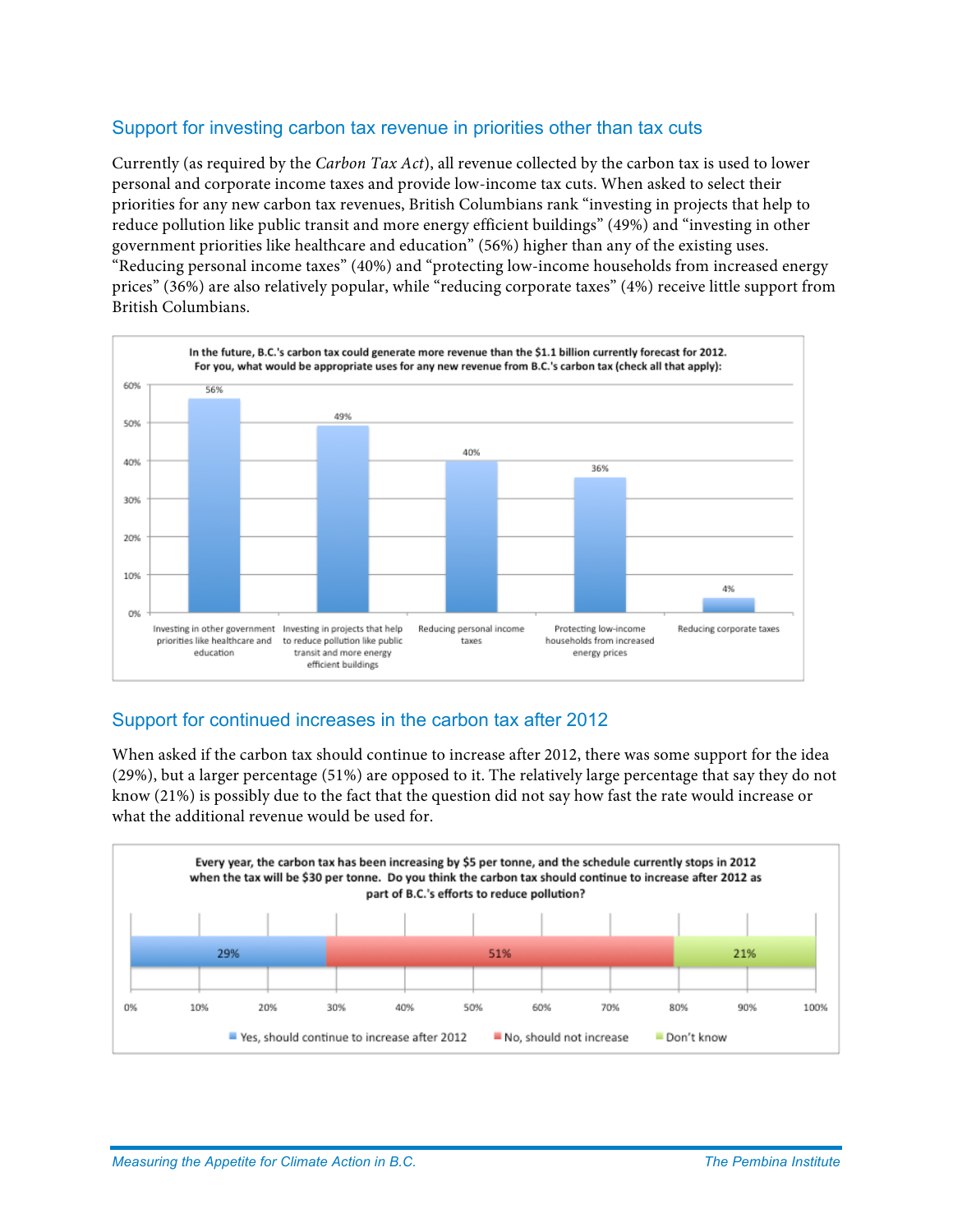## Support for investing carbon tax revenue in priorities other than tax cuts

Currently (as required by the *Carbon Tax Act*), all revenue collected by the carbon tax is used to lower personal and corporate income taxes and provide low-income tax cuts. When asked to select their priorities for any new carbon tax revenues, British Columbians rank "investing in projects that help to reduce pollution like public transit and more energy efficient buildings" (49%) and "investing in other government priorities like healthcare and education" (56%) higher than any of the existing uses. "Reducing personal income taxes" (40%) and "protecting low-income households from increased energy prices" (36%) are also relatively popular, while "reducing corporate taxes" (4%) receive little support from British Columbians.

**In the future, B.C.'s carbon tax could generate more revenue than the $1.1 billion currently forecast for 2012. For you, what would be appropriate uses for any new revenue from B.C.'s carbon tax (check all that apply):**

| Use | Percentage |
|---|---|
| Investing in other government priorities like healthcare and education | 56% |
| Investing in projects that help to reduce pollution like public transit and more energy efficient buildings | 49% |
| Reducing personal income taxes | 40% |
| Protecting low-income households from increased energy prices | 36% |
| Reducing corporate taxes | 4% |

## Support for continued increases in the carbon tax after 2012

When asked if the carbon tax should continue to increase after 2012, there was some support for the idea (29%), but a larger percentage (51%) are opposed to it. The relatively large percentage that say they do not know (21%) is possibly due to the fact that the question did not say how fast the rate would increase or what the additional revenue would be used for.

**Every year, the carbon tax has been increasing by $5 per tonne, and the schedule currently stops in 2012 when the tax will be $30 per tonne. Do you think the carbon tax should continue to increase after 2012 as part of B.C.'s efforts to reduce pollution?**

| Response | Percentage |
|---|---|
| Yes, should continue to increase after 2012 | 29% |
| No, should not increase | 51% |
| Don't know | 21% |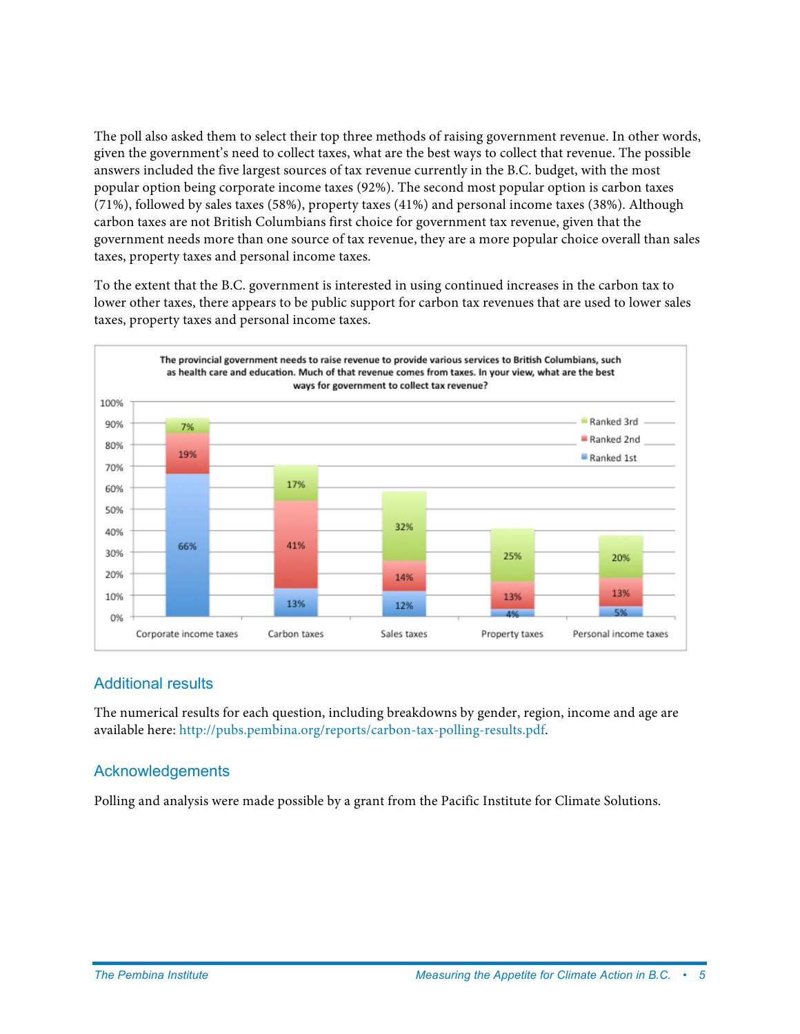The poll also asked them to select their top three methods of raising government revenue. In other words, given the government's need to collect taxes, what are the best ways to collect that revenue. The possible answers included the five largest sources of tax revenue currently in the B.C. budget, with the most popular option being corporate income taxes (92%). The second most popular option is carbon taxes (71%), followed by sales taxes (58%), property taxes (41%) and personal income taxes (38%). Although carbon taxes are not British Columbians first choice for government tax revenue, given that the government needs more than one source of tax revenue, they are a more popular choice overall than sales taxes, property taxes and personal income taxes.

To the extent that the B.C. government is interested in using continued increases in the carbon tax to lower other taxes, there appears to be public support for carbon tax revenues that are used to lower sales taxes, property taxes and personal income taxes.

**The provincial government needs to raise revenue to provide various services to British Columbians, such as health care and education. Much of that revenue comes from taxes. In your view, what are the best ways for government to collect tax revenue?**

100%
90%
80%
70%
60%
50%
40%
30%
20%
10%
0%

Ranked 3rd
Ranked 2nd
Ranked 1st

Corporate income taxes: 66%, 19%, 7%
Carbon taxes: 13%, 41%, 17%
Sales taxes: 12%, 14%, 32%
Property taxes: 4%, 13%, 25%
Personal income taxes: 5%, 13%, 20%

## Additional results

The numerical results for each question, including breakdowns by gender, region, income and age are available here: http://pubs.pembina.org/reports/carbon-tax-polling-results.pdf.

## Acknowledgements

Polling and analysis were made possible by a grant from the Pacific Institute for Climate Solutions.